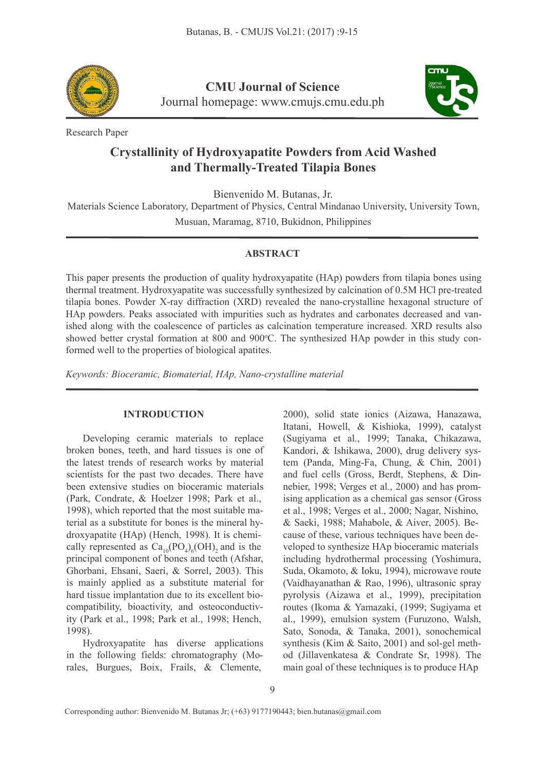CMU Journal of Science
Journal homepage: www.cmujs.cmu.edu.ph

Research Paper

# Crystallinity of Hydroxyapatite Powders from Acid Washed and Thermally-Treated Tilapia Bones

Bienvenido M. Butanas, Jr.

Materials Science Laboratory, Department of Physics, Central Mindanao University, University Town, Musuan, Maramag, 8710, Bukidnon, Philippines

## ABSTRACT

This paper presents the production of quality hydroxyapatite (HAp) powders from tilapia bones using thermal treatment. Hydroxyapatite was successfully synthesized by calcination of 0.5M HCl pre-treated tilapia bones. Powder X-ray diffraction (XRD) revealed the nano-crystalline hexagonal structure of HAp powders. Peaks associated with impurities such as hydrates and carbonates decreased and vanished along with the coalescence of particles as calcination temperature increased. XRD results also showed better crystal formation at 800 and 900°C. The synthesized HAp powder in this study conformed well to the properties of biological apatites.

*Keywords: Bioceramic, Biomaterial, HAp, Nano-crystalline material*

## INTRODUCTION

Developing ceramic materials to replace broken bones, teeth, and hard tissues is one of the latest trends of research works by material scientists for the past two decades. There have been extensive studies on bioceramic materials (Park, Condrate, & Hoelzer 1998; Park et al., 1998), which reported that the most suitable material as a substitute for bones is the mineral hydroxyapatite (HAp) (Hench, 1998). It is chemically represented as $Ca_{10}(PO_4)_6(OH)_2$ and is the principal component of bones and teeth (Afshar, Ghorbani, Ehsani, Saeri, & Sorrel, 2003). This is mainly applied as a substitute material for hard tissue implantation due to its excellent biocompatibility, bioactivity, and osteoconductivity (Park et al., 1998; Park et al., 1998; Hench, 1998).

Hydroxyapatite has diverse applications in the following fields: chromatography (Morales, Burgues, Boix, Frails, & Clemente, 2000), solid state ionics (Aizawa, Hanazawa, Itatani, Howell, & Kishioka, 1999), catalyst (Sugiyama et al., 1999; Tanaka, Chikazawa, Kandori, & Ishikawa, 2000), drug delivery system (Panda, Ming-Fa, Chung, & Chin, 2001) and fuel cells (Gross, Berdt, Stephens, & Dinnebier, 1998; Verges et al., 2000) and has promising application as a chemical gas sensor (Gross et al., 1998; Verges et al., 2000; Nagar, Nishino, & Saeki, 1988; Mahabole, & Aiver, 2005). Because of these, various techniques have been developed to synthesize HAp bioceramic materials including hydrothermal processing (Yoshimura, Suda, Okamoto, & Ioku, 1994), microwave route (Vaidhayanathan & Rao, 1996), ultrasonic spray pyrolysis (Aizawa et al., 1999), precipitation routes (Ikoma & Yamazaki, (1999; Sugiyama et al., 1999), emulsion system (Furuzono, Walsh, Sato, Sonoda, & Tanaka, 2001), sonochemical synthesis (Kim & Saito, 2001) and sol-gel method (Jillavenkatesa & Condrate Sr, 1998). The main goal of these techniques is to produce HAp

Corresponding author: Bienvenido M. Butanas Jr; (+63) 9177190443; bien.butanas@gmail.com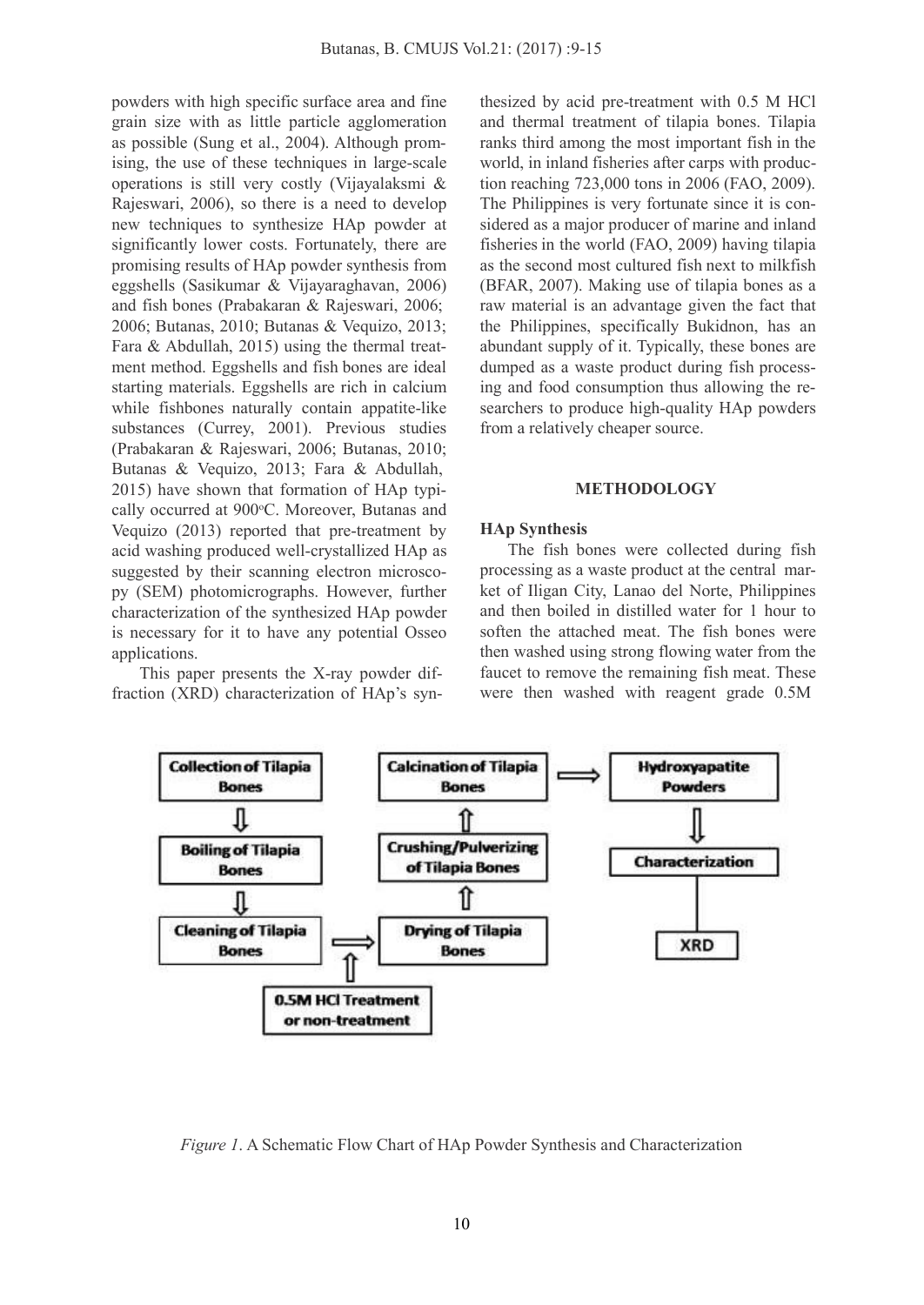powders with high specific surface area and fine grain size with as little particle agglomeration as possible (Sung et al., 2004). Although promising, the use of these techniques in large-scale operations is still very costly (Vijayalaksmi & Rajeswari, 2006), so there is a need to develop new techniques to synthesize HAp powder at significantly lower costs. Fortunately, there are promising results of HAp powder synthesis from eggshells (Sasikumar & Vijayaraghavan, 2006) and fish bones (Prabakaran & Rajeswari, 2006; 2006; Butanas, 2010; Butanas & Vequizo, 2013; Fara & Abdullah, 2015) using the thermal treatment method. Eggshells and fish bones are ideal starting materials. Eggshells are rich in calcium while fishbones naturally contain appatite-like substances (Currey, 2001). Previous studies (Prabakaran & Rajeswari, 2006; Butanas, 2010; Butanas & Vequizo, 2013; Fara & Abdullah, 2015) have shown that formation of HAp typically occurred at 900°C. Moreover, Butanas and Vequizo (2013) reported that pre-treatment by acid washing produced well-crystallized HAp as suggested by their scanning electron microscopy (SEM) photomicrographs. However, further characterization of the synthesized HAp powder is necessary for it to have any potential Osseo applications.

This paper presents the X-ray powder diffraction (XRD) characterization of HAp's synthesized by acid pre-treatment with 0.5 M HCl and thermal treatment of tilapia bones. Tilapia ranks third among the most important fish in the world, in inland fisheries after carps with production reaching 723,000 tons in 2006 (FAO, 2009). The Philippines is very fortunate since it is considered as a major producer of marine and inland fisheries in the world (FAO, 2009) having tilapia as the second most cultured fish next to milkfish (BFAR, 2007). Making use of tilapia bones as a raw material is an advantage given the fact that the Philippines, specifically Bukidnon, has an abundant supply of it. Typically, these bones are dumped as a waste product during fish processing and food consumption thus allowing the researchers to produce high-quality HAp powders from a relatively cheaper source.

## METHODOLOGY

### HAp Synthesis

The fish bones were collected during fish processing as a waste product at the central market of Iligan City, Lanao del Norte, Philippines and then boiled in distilled water for 1 hour to soften the attached meat. The fish bones were then washed using strong flowing water from the faucet to remove the remaining fish meat. These were then washed with reagent grade 0.5M

Collection of Tilapia Bones ⇩ Boiling of Tilapia Bones ⇩ Cleaning of Tilapia Bones ⇨ Drying of Tilapia Bones (⇧ 0.5M HCl Treatment or non-treatment) ⇧ Crushing/Pulverizing of Tilapia Bones ⇧ Calcination of Tilapia Bones ⇨ Hydroxyapatite Powders ⇩ Characterization — XRD

*Figure 1*. A Schematic Flow Chart of HAp Powder Synthesis and Characterization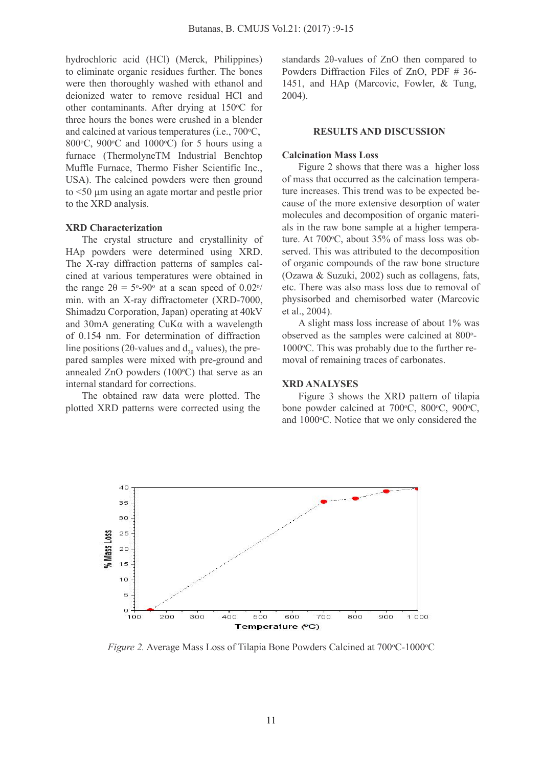hydrochloric acid (HCl) (Merck, Philippines) to eliminate organic residues further. The bones were then thoroughly washed with ethanol and deionized water to remove residual HCl and other contaminants. After drying at 150°C for three hours the bones were crushed in a blender and calcined at various temperatures (i.e., 700°C, 800°C, 900°C and 1000°C) for 5 hours using a furnace (ThermolyneTM Industrial Benchtop Muffle Furnace, Thermo Fisher Scientific Inc., USA). The calcined powders were then ground to <50 µm using an agate mortar and pestle prior to the XRD analysis.

**XRD Characterization**

The crystal structure and crystallinity of HAp powders were determined using XRD. The X-ray diffraction patterns of samples calcined at various temperatures were obtained in the range $2\theta = 5°$-$90°$ at a scan speed of 0.02°/min. with an X-ray diffractometer (XRD-7000, Shimadzu Corporation, Japan) operating at 40kV and 30mA generating CuKα with a wavelength of 0.154 nm. For determination of diffraction line positions (2θ-values and $d_{20}$ values), the prepared samples were mixed with pre-ground and annealed ZnO powders (100°C) that serve as an internal standard for corrections.

The obtained raw data were plotted. The plotted XRD patterns were corrected using the standards 2θ-values of ZnO then compared to Powders Diffraction Files of ZnO, PDF # 36-1451, and HAp (Marcovic, Fowler, & Tung, 2004).

## RESULTS AND DISCUSSION

**Calcination Mass Loss**

Figure 2 shows that there was a higher loss of mass that occurred as the calcination temperature increases. This trend was to be expected because of the more extensive desorption of water molecules and decomposition of organic materials in the raw bone sample at a higher temperature. At 700°C, about 35% of mass loss was observed. This was attributed to the decomposition of organic compounds of the raw bone structure (Ozawa & Suzuki, 2002) such as collagens, fats, etc. There was also mass loss due to removal of physisorbed and chemisorbed water (Marcovic et al., 2004).

A slight mass loss increase of about 1% was observed as the samples were calcined at 800°-1000°C. This was probably due to the further removal of remaining traces of carbonates.

**XRD ANALYSES**

Figure 3 shows the XRD pattern of tilapia bone powder calcined at 700°C, 800°C, 900°C, and 1000°C. Notice that we only considered the

*Figure 2.* Average Mass Loss of Tilapia Bone Powders Calcined at 700°C-1000°C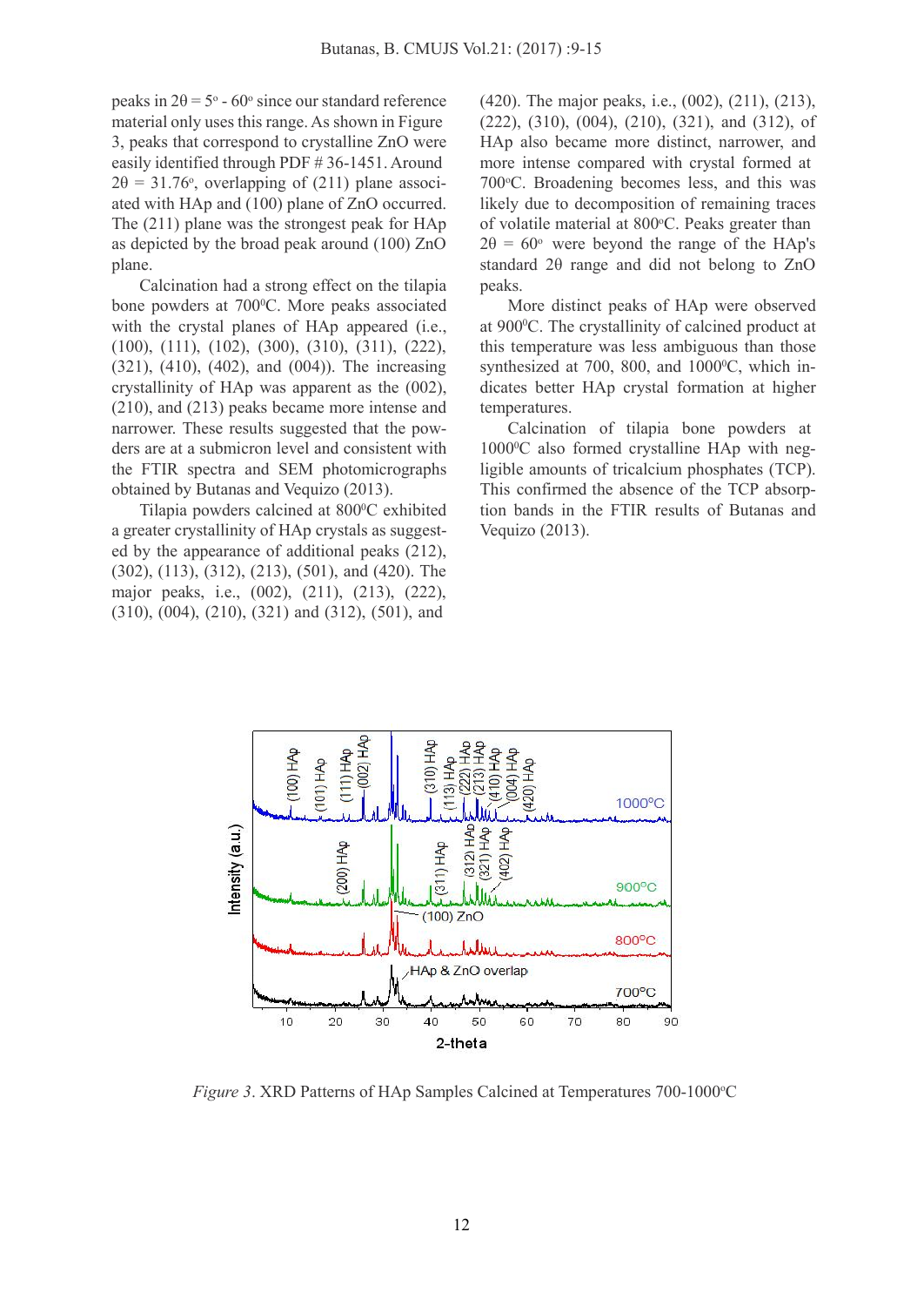peaks in $2\theta = 5^{o}$ - $60^{o}$ since our standard reference material only uses this range. As shown in Figure 3, peaks that correspond to crystalline ZnO were easily identified through PDF # 36-1451. Around $2\theta = 31.76^{o}$, overlapping of (211) plane associated with HAp and (100) plane of ZnO occurred. The (211) plane was the strongest peak for HAp as depicted by the broad peak around (100) ZnO plane.

Calcination had a strong effect on the tilapia bone powders at $700^{0}$C. More peaks associated with the crystal planes of HAp appeared (i.e., (100), (111), (102), (300), (310), (311), (222), (321), (410), (402), and (004)). The increasing crystallinity of HAp was apparent as the (002), (210), and (213) peaks became more intense and narrower. These results suggested that the powders are at a submicron level and consistent with the FTIR spectra and SEM photomicrographs obtained by Butanas and Vequizo (2013).

Tilapia powders calcined at $800^{0}$C exhibited a greater crystallinity of HAp crystals as suggested by the appearance of additional peaks (212), (302), (113), (312), (213), (501), and (420). The major peaks, i.e., (002), (211), (213), (222), (310), (004), (210), (321) and (312), (501), and (420). The major peaks, i.e., (002), (211), (213), (222), (310), (004), (210), (321), and (312), of HAp also became more distinct, narrower, and more intense compared with crystal formed at $700^{o}$C. Broadening becomes less, and this was likely due to decomposition of remaining traces of volatile material at $800^{o}$C. Peaks greater than $2\theta = 60^{o}$ were beyond the range of the HAp's standard $2\theta$ range and did not belong to ZnO peaks.

More distinct peaks of HAp were observed at $900^{0}$C. The crystallinity of calcined product at this temperature was less ambiguous than those synthesized at 700, 800, and $1000^{0}$C, which indicates better HAp crystal formation at higher temperatures.

Calcination of tilapia bone powders at $1000^{0}$C also formed crystalline HAp with negligible amounts of tricalcium phosphates (TCP). This confirmed the absence of the TCP absorption bands in the FTIR results of Butanas and Vequizo (2013).

*Figure 3*. XRD Patterns of HAp Samples Calcined at Temperatures 700-$1000^{o}$C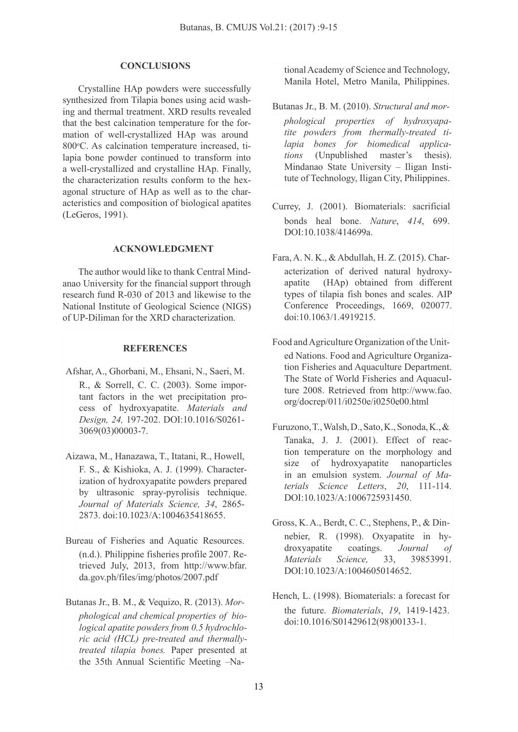## CONCLUSIONS

Crystalline HAp powders were successfully synthesized from Tilapia bones using acid washing and thermal treatment. XRD results revealed that the best calcination temperature for the formation of well-crystallized HAp was around 800$^{o}$C. As calcination temperature increased, tilapia bone powder continued to transform into a well-crystallized and crystalline HAp. Finally, the characterization results conform to the hexagonal structure of HAp as well as to the characteristics and composition of biological apatites (LeGeros, 1991).

## ACKNOWLEDGMENT

The author would like to thank Central Mindanao University for the financial support through research fund R-030 of 2013 and likewise to the National Institute of Geological Science (NIGS) of UP-Diliman for the XRD characterization.

## REFERENCES

Afshar, A., Ghorbani, M., Ehsani, N., Saeri, M. R., & Sorrell, C. C. (2003). Some important factors in the wet precipitation process of hydroxyapatite. *Materials and Design, 24,* 197-202. DOI:10.1016/S0261-3069(03)00003-7.

Aizawa, M., Hanazawa, T., Itatani, R., Howell, F. S., & Kishioka, A. J. (1999). Characterization of hydroxyapatite powders prepared by ultrasonic spray-pyrolisis technique. *Journal of Materials Science, 34*, 2865-2873. doi:10.1023/A:1004635418655.

Bureau of Fisheries and Aquatic Resources. (n.d.). Philippine fisheries profile 2007. Retrieved July, 2013, from http://www.bfar.da.gov.ph/files/img/photos/2007.pdf

Butanas Jr., B. M., & Vequizo, R. (2013). *Morphological and chemical properties of biological apatite powders from 0.5 hydrochloric acid (HCL) pre-treated and thermally-treated tilapia bones.* Paper presented at the 35th Annual Scientific Meeting –National Academy of Science and Technology, Manila Hotel, Metro Manila, Philippines.

Butanas Jr., B. M. (2010). *Structural and morphological properties of hydroxyapatite powders from thermally-treated tilapia bones for biomedical applications* (Unpublished master's thesis). Mindanao State University – Iligan Institute of Technology, Iligan City, Philippines.

Currey, J. (2001). Biomaterials: sacrificial bonds heal bone. *Nature*, *414*, 699. DOI:10.1038/414699a.

Fara, A. N. K., & Abdullah, H. Z. (2015). Characterization of derived natural hydroxyapatite (HAp) obtained from different types of tilapia fish bones and scales. AIP Conference Proceedings, 1669, 020077. doi:10.1063/1.4919215.

Food and Agriculture Organization of the United Nations. Food and Agriculture Organization Fisheries and Aquaculture Department. The State of World Fisheries and Aquaculture 2008. Retrieved from http://www.fao.org/docrep/011/i0250e/i0250e00.html

Furuzono, T., Walsh, D., Sato, K., Sonoda, K., & Tanaka, J. J. (2001). Effect of reaction temperature on the morphology and size of hydroxyapatite nanoparticles in an emulsion system. *Journal of Materials Science Letters*, *20*, 111-114. DOI:10.1023/A:1006725931450.

Gross, K. A., Berdt, C. C., Stephens, P., & Dinnebier, R. (1998). Oxyapatite in hydroxyapatite coatings. *Journal of Materials Science,* 33, 39853991. DOI:10.1023/A:1004605014652.

Hench, L. (1998). Biomaterials: a forecast for the future. *Biomaterials*, *19*, 1419-1423. doi:10.1016/S01429612(98)00133-1.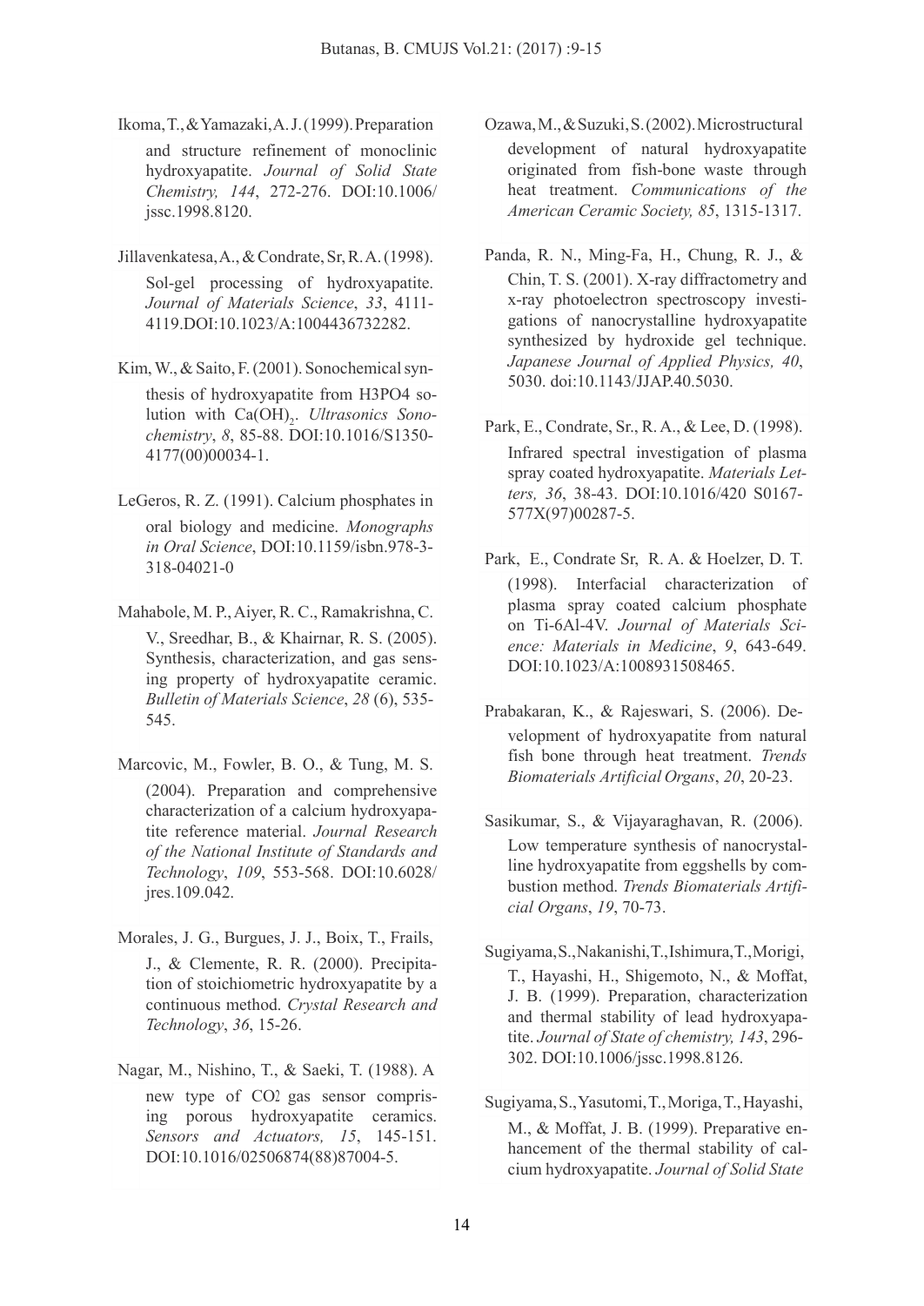Ikoma, T., & Yamazaki, A. J. (1999). Preparation and structure refinement of monoclinic hydroxyapatite. *Journal of Solid State Chemistry, 144*, 272-276. DOI:10.1006/jssc.1998.8120.

Jillavenkatesa, A., & Condrate, Sr, R. A. (1998). Sol-gel processing of hydroxyapatite. *Journal of Materials Science*, *33*, 4111-4119.DOI:10.1023/A:1004436732282.

Kim, W., & Saito, F. (2001). Sonochemical synthesis of hydroxyapatite from H3PO4 solution with $Ca(OH)_2$. *Ultrasonics Sonochemistry*, *8*, 85-88. DOI:10.1016/S1350-4177(00)00034-1.

LeGeros, R. Z. (1991). Calcium phosphates in oral biology and medicine. *Monographs in Oral Science*, DOI:10.1159/isbn.978-3-318-04021-0

Mahabole, M. P., Aiyer, R. C., Ramakrishna, C. V., Sreedhar, B., & Khairnar, R. S. (2005). Synthesis, characterization, and gas sensing property of hydroxyapatite ceramic. *Bulletin of Materials Science*, *28* (6), 535-545.

Marcovic, M., Fowler, B. O., & Tung, M. S. (2004). Preparation and comprehensive characterization of a calcium hydroxyapatite reference material. *Journal Research of the National Institute of Standards and Technology*, *109*, 553-568. DOI:10.6028/jres.109.042.

Morales, J. G., Burgues, J. J., Boix, T., Frails, J., & Clemente, R. R. (2000). Precipitation of stoichiometric hydroxyapatite by a continuous method. *Crystal Research and Technology*, *36*, 15-26.

Nagar, M., Nishino, T., & Saeki, T. (1988). A new type of CO2 gas sensor comprising porous hydroxyapatite ceramics. *Sensors and Actuators, 15*, 145-151. DOI:10.1016/02506874(88)87004-5.

Ozawa, M., & Suzuki, S. (2002). Microstructural development of natural hydroxyapatite originated from fish-bone waste through heat treatment. *Communications of the American Ceramic Society, 85*, 1315-1317.

Panda, R. N., Ming-Fa, H., Chung, R. J., & Chin, T. S. (2001). X-ray diffractometry and x-ray photoelectron spectroscopy investigations of nanocrystalline hydroxyapatite synthesized by hydroxide gel technique. *Japanese Journal of Applied Physics, 40*, 5030. doi:10.1143/JJAP.40.5030.

Park, E., Condrate, Sr., R. A., & Lee, D. (1998). Infrared spectral investigation of plasma spray coated hydroxyapatite. *Materials Letters, 36*, 38-43. DOI:10.1016/420 S0167-577X(97)00287-5.

Park, E., Condrate Sr, R. A. & Hoelzer, D. T. (1998). Interfacial characterization of plasma spray coated calcium phosphate on Ti-6Al-4V. *Journal of Materials Science: Materials in Medicine*, *9*, 643-649. DOI:10.1023/A:1008931508465.

Prabakaran, K., & Rajeswari, S. (2006). Development of hydroxyapatite from natural fish bone through heat treatment. *Trends Biomaterials Artificial Organs*, *20*, 20-23.

Sasikumar, S., & Vijayaraghavan, R. (2006). Low temperature synthesis of nanocrystalline hydroxyapatite from eggshells by combustion method. *Trends Biomaterials Artificial Organs*, *19*, 70-73.

Sugiyama, S., Nakanishi, T., Ishimura, T., Morigi, T., Hayashi, H., Shigemoto, N., & Moffat, J. B. (1999). Preparation, characterization and thermal stability of lead hydroxyapatite. *Journal of State of chemistry, 143*, 296-302. DOI:10.1006/jssc.1998.8126.

Sugiyama, S., Yasutomi, T., Moriga, T., Hayashi, M., & Moffat, J. B. (1999). Preparative enhancement of the thermal stability of calcium hydroxyapatite. *Journal of Solid State*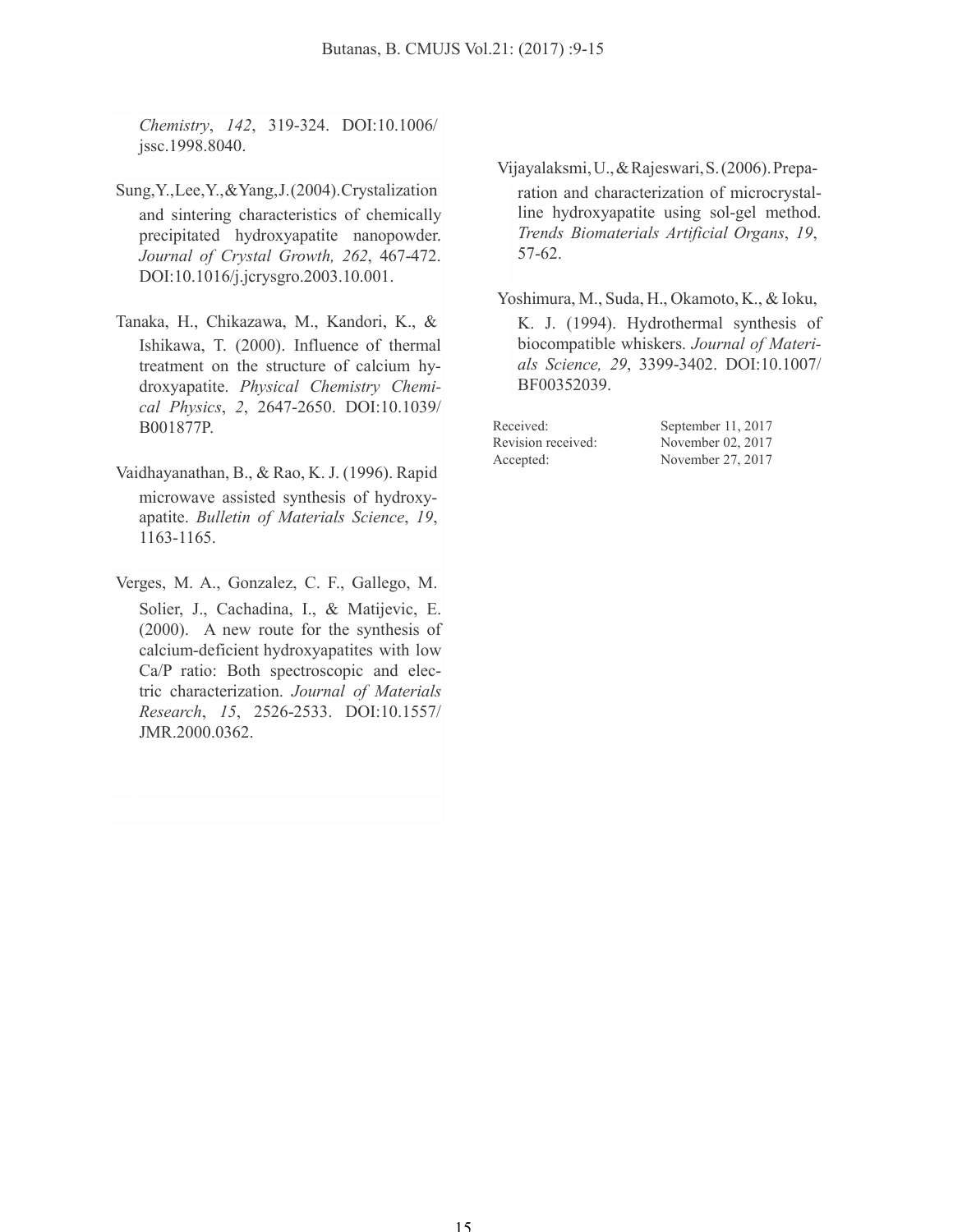*Chemistry*, *142*, 319-324. DOI:10.1006/jssc.1998.8040.

Sung, Y., Lee, Y., & Yang, J. (2004). Crystalization and sintering characteristics of chemically precipitated hydroxyapatite nanopowder. *Journal of Crystal Growth, 262*, 467-472. DOI:10.1016/j.jcrysgro.2003.10.001.

Tanaka, H., Chikazawa, M., Kandori, K., & Ishikawa, T. (2000). Influence of thermal treatment on the structure of calcium hydroxyapatite. *Physical Chemistry Chemical Physics*, *2*, 2647-2650. DOI:10.1039/B001877P.

Vaidhayanathan, B., & Rao, K. J. (1996). Rapid microwave assisted synthesis of hydroxyapatite. *Bulletin of Materials Science*, *19*, 1163-1165.

Verges, M. A., Gonzalez, C. F., Gallego, M. Solier, J., Cachadina, I., & Matijevic, E. (2000). A new route for the synthesis of calcium-deficient hydroxyapatites with low Ca/P ratio: Both spectroscopic and electric characterization. *Journal of Materials Research*, *15*, 2526-2533. DOI:10.1557/JMR.2000.0362.

Vijayalaksmi, U., & Rajeswari, S. (2006). Preparation and characterization of microcrystalline hydroxyapatite using sol-gel method. *Trends Biomaterials Artificial Organs*, *19*, 57-62.

Yoshimura, M., Suda, H., Okamoto, K., & Ioku, K. J. (1994). Hydrothermal synthesis of biocompatible whiskers. *Journal of Materials Science, 29*, 3399-3402. DOI:10.1007/BF00352039.

| | |
|---|---|
| Received: | September 11, 2017 |
| Revision received: | November 02, 2017 |
| Accepted: | November 27, 2017 |